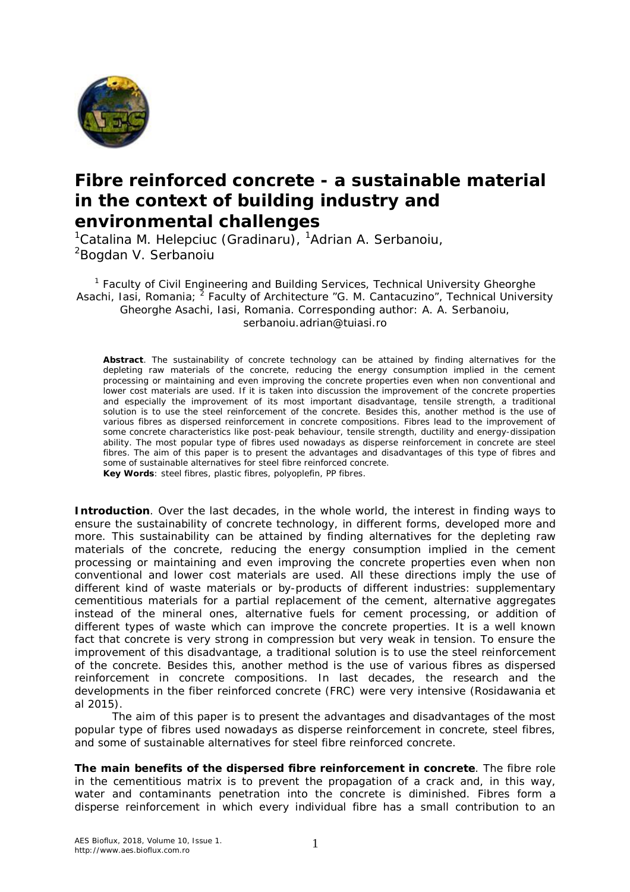# Fibre reinforced concrete - a sustainable material in the context of building industry and environmental challenges

[1]Catalina M. Helepciuc (Gradinaru), [1]Adrian A. Serbanoiu, [2]Bogdan V. Serbanoiu

[1] Faculty of Civil Engineering and Building Services, Technical University Gheorghe Asachi, Iasi, Romania; [2] Faculty of Architecture "G. M. Cantacuzino", Technical University Gheorghe Asachi, Iasi, Romania. Corresponding author: A. A. Serbanoiu, serbanoiu.adrian@tuiasi.ro

**Abstract**. The sustainability of concrete technology can be attained by finding alternatives for the depleting raw materials of the concrete, reducing the energy consumption implied in the cement processing or maintaining and even improving the concrete properties even when non conventional and lower cost materials are used. If it is taken into discussion the improvement of the concrete properties and especially the improvement of its most important disadvantage, tensile strength, a traditional solution is to use the steel reinforcement of the concrete. Besides this, another method is the use of various fibres as dispersed reinforcement in concrete compositions. Fibres lead to the improvement of some concrete characteristics like post-peak behaviour, tensile strength, ductility and energy-dissipation ability. The most popular type of fibres used nowadays as disperse reinforcement in concrete are steel fibres. The aim of this paper is to present the advantages and disadvantages of this type of fibres and some of sustainable alternatives for steel fibre reinforced concrete.

**Key Words**: steel fibres, plastic fibres, polyoplefin, PP fibres.

**Introduction**. Over the last decades, in the whole world, the interest in finding ways to ensure the sustainability of concrete technology, in different forms, developed more and more. This sustainability can be attained by finding alternatives for the depleting raw materials of the concrete, reducing the energy consumption implied in the cement processing or maintaining and even improving the concrete properties even when non conventional and lower cost materials are used. All these directions imply the use of different kind of waste materials or by-products of different industries: supplementary cementitious materials for a partial replacement of the cement, alternative aggregates instead of the mineral ones, alternative fuels for cement processing, or addition of different types of waste which can improve the concrete properties. It is a well known fact that concrete is very strong in compression but very weak in tension. To ensure the improvement of this disadvantage, a traditional solution is to use the steel reinforcement of the concrete. Besides this, another method is the use of various fibres as dispersed reinforcement in concrete compositions. In last decades, the research and the developments in the fiber reinforced concrete (FRC) were very intensive (Rosidawania et al 2015).

The aim of this paper is to present the advantages and disadvantages of the most popular type of fibres used nowadays as disperse reinforcement in concrete, steel fibres, and some of sustainable alternatives for steel fibre reinforced concrete.

**The main benefits of the dispersed fibre reinforcement in concrete**. The fibre role in the cementitious matrix is to prevent the propagation of a crack and, in this way, water and contaminants penetration into the concrete is diminished. Fibres form a disperse reinforcement in which every individual fibre has a small contribution to an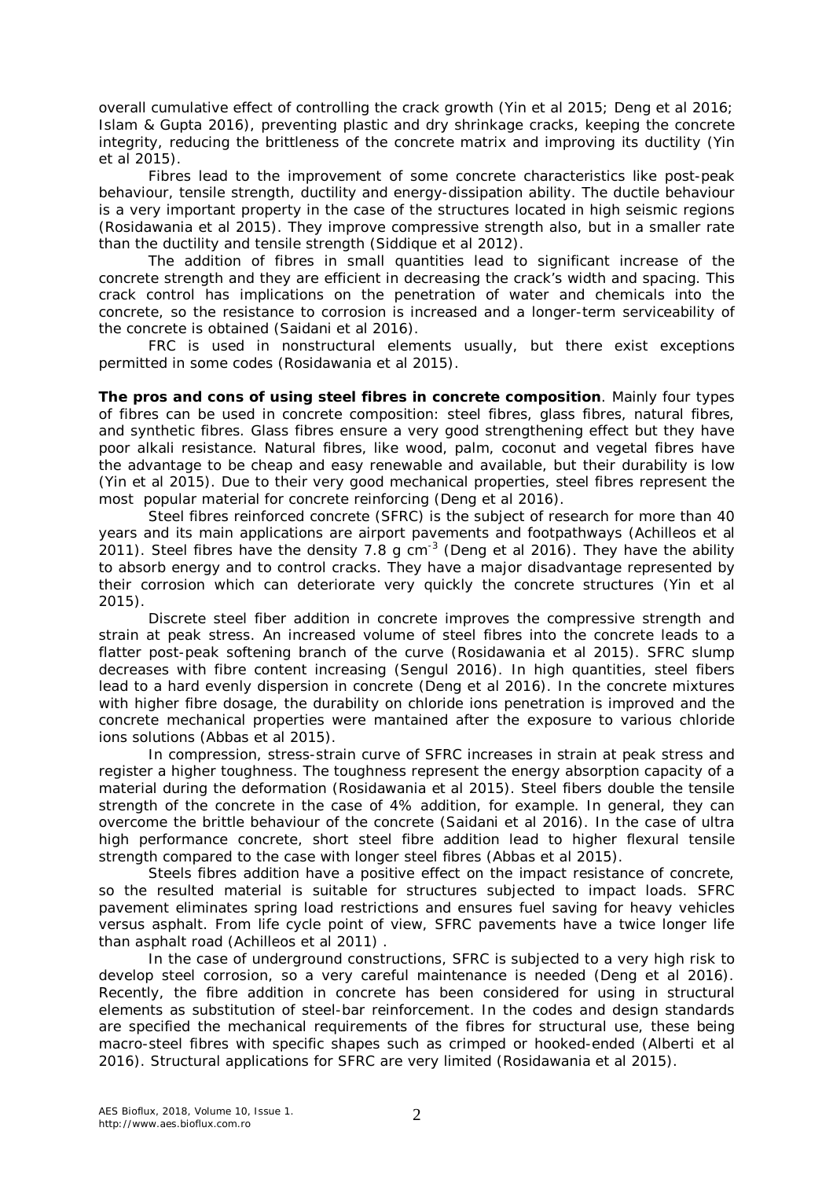overall cumulative effect of controlling the crack growth (Yin et al 2015; Deng et al 2016; Islam & Gupta 2016), preventing plastic and dry shrinkage cracks, keeping the concrete integrity, reducing the brittleness of the concrete matrix and improving its ductility (Yin et al 2015).

Fibres lead to the improvement of some concrete characteristics like post-peak behaviour, tensile strength, ductility and energy-dissipation ability. The ductile behaviour is a very important property in the case of the structures located in high seismic regions (Rosidawania et al 2015). They improve compressive strength also, but in a smaller rate than the ductility and tensile strength (Siddique et al 2012).

The addition of fibres in small quantities lead to significant increase of the concrete strength and they are efficient in decreasing the crack's width and spacing. This crack control has implications on the penetration of water and chemicals into the concrete, so the resistance to corrosion is increased and a longer-term serviceability of the concrete is obtained (Saidani et al 2016).

FRC is used in nonstructural elements usually, but there exist exceptions permitted in some codes (Rosidawania et al 2015).

**The pros and cons of using steel fibres in concrete composition**. Mainly four types of fibres can be used in concrete composition: steel fibres, glass fibres, natural fibres, and synthetic fibres. Glass fibres ensure a very good strengthening effect but they have poor alkali resistance. Natural fibres, like wood, palm, coconut and vegetal fibres have the advantage to be cheap and easy renewable and available, but their durability is low (Yin et al 2015). Due to their very good mechanical properties, steel fibres represent the most popular material for concrete reinforcing (Deng et al 2016).

Steel fibres reinforced concrete (SFRC) is the subject of research for more than 40 years and its main applications are airport pavements and footpathways (Achilleos et al 2011). Steel fibres have the density 7.8 g $cm^{-3}$ (Deng et al 2016). They have the ability to absorb energy and to control cracks. They have a major disadvantage represented by their corrosion which can deteriorate very quickly the concrete structures (Yin et al 2015).

Discrete steel fiber addition in concrete improves the compressive strength and strain at peak stress. An increased volume of steel fibres into the concrete leads to a flatter post-peak softening branch of the curve (Rosidawania et al 2015). SFRC slump decreases with fibre content increasing (Sengul 2016). In high quantities, steel fibers lead to a hard evenly dispersion in concrete (Deng et al 2016). In the concrete mixtures with higher fibre dosage, the durability on chloride ions penetration is improved and the concrete mechanical properties were mantained after the exposure to various chloride ions solutions (Abbas et al 2015).

In compression, stress-strain curve of SFRC increases in strain at peak stress and register a higher toughness. The toughness represent the energy absorption capacity of a material during the deformation (Rosidawania et al 2015). Steel fibers double the tensile strength of the concrete in the case of 4% addition, for example. In general, they can overcome the brittle behaviour of the concrete (Saidani et al 2016). In the case of ultra high performance concrete, short steel fibre addition lead to higher flexural tensile strength compared to the case with longer steel fibres (Abbas et al 2015).

Steels fibres addition have a positive effect on the impact resistance of concrete, so the resulted material is suitable for structures subjected to impact loads. SFRC pavement eliminates spring load restrictions and ensures fuel saving for heavy vehicles versus asphalt. From life cycle point of view, SFRC pavements have a twice longer life than asphalt road (Achilleos et al 2011) .

In the case of underground constructions, SFRC is subjected to a very high risk to develop steel corrosion, so a very careful maintenance is needed (Deng et al 2016). Recently, the fibre addition in concrete has been considered for using in structural elements as substitution of steel-bar reinforcement. In the codes and design standards are specified the mechanical requirements of the fibres for structural use, these being macro-steel fibres with specific shapes such as crimped or hooked-ended (Alberti et al 2016). Structural applications for SFRC are very limited (Rosidawania et al 2015).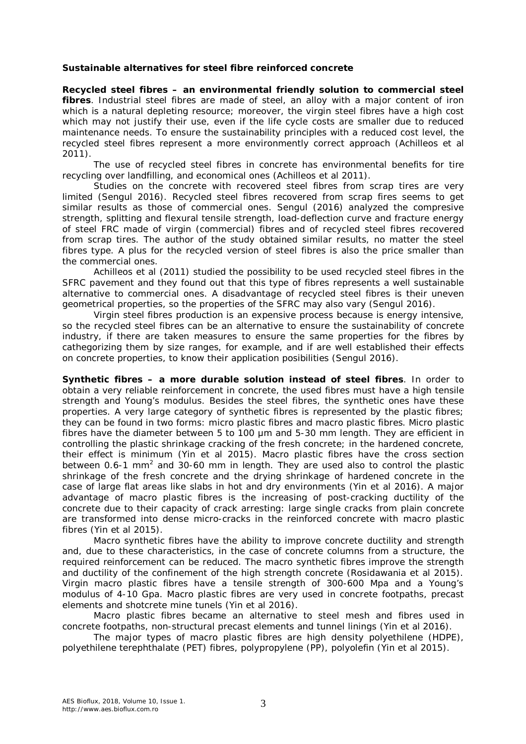**Sustainable alternatives for steel fibre reinforced concrete**

**Recycled steel fibres – an environmental friendly solution to commercial steel fibres**. Industrial steel fibres are made of steel, an alloy with a major content of iron which is a natural depleting resource; moreover, the virgin steel fibres have a high cost which may not justify their use, even if the life cycle costs are smaller due to reduced maintenance needs. To ensure the sustainability principles with a reduced cost level, the recycled steel fibres represent a more environmently correct approach (Achilleos et al 2011).

The use of recycled steel fibres in concrete has environmental benefits for tire recycling over landfilling, and economical ones (Achilleos et al 2011).

Studies on the concrete with recovered steel fibres from scrap tires are very limited (Sengul 2016). Recycled steel fibres recovered from scrap fires seems to get similar results as those of commercial ones. Sengul (2016) analyzed the compresive strength, splitting and flexural tensile strength, load-deflection curve and fracture energy of steel FRC made of virgin (commercial) fibres and of recycled steel fibres recovered from scrap tires. The author of the study obtained similar results, no matter the steel fibres type. A plus for the recycled version of steel fibres is also the price smaller than the commercial ones.

Achilleos et al (2011) studied the possibility to be used recycled steel fibres in the SFRC pavement and they found out that this type of fibres represents a well sustainable alternative to commercial ones. A disadvantage of recycled steel fibres is their uneven geometrical properties, so the properties of the SFRC may also vary (Sengul 2016).

Virgin steel fibres production is an expensive process because is energy intensive, so the recycled steel fibres can be an alternative to ensure the sustainability of concrete industry, if there are taken measures to ensure the same properties for the fibres by cathegorizing them by size ranges, for example, and if are well established their effects on concrete properties, to know their application posibilities (Sengul 2016).

**Synthetic fibres – a more durable solution instead of steel fibres**. In order to obtain a very reliable reinforcement in concrete, the used fibres must have a high tensile strength and Young's modulus. Besides the steel fibres, the synthetic ones have these properties. A very large category of synthetic fibres is represented by the plastic fibres; they can be found in two forms: micro plastic fibres and macro plastic fibres. Micro plastic fibres have the diameter between 5 to 100 μm and 5-30 mm length. They are efficient in controlling the plastic shrinkage cracking of the fresh concrete; in the hardened concrete, their effect is minimum (Yin et al 2015). Macro plastic fibres have the cross section between 0.6-1 $mm^2$ and 30-60 mm in length. They are used also to control the plastic shrinkage of the fresh concrete and the drying shrinkage of hardened concrete in the case of large flat areas like slabs in hot and dry environments (Yin et al 2016). A major advantage of macro plastic fibres is the increasing of post-cracking ductility of the concrete due to their capacity of crack arresting: large single cracks from plain concrete are transformed into dense micro-cracks in the reinforced concrete with macro plastic fibres (Yin et al 2015).

Macro synthetic fibres have the ability to improve concrete ductility and strength and, due to these characteristics, in the case of concrete columns from a structure, the required reinforcement can be reduced. The macro synthetic fibres improve the strength and ductility of the confinement of the high strength concrete (Rosidawania et al 2015). Virgin macro plastic fibres have a tensile strength of 300-600 Mpa and a Young's modulus of 4-10 Gpa. Macro plastic fibres are very used in concrete footpaths, precast elements and shotcrete mine tunels (Yin et al 2016).

Macro plastic fibres became an alternative to steel mesh and fibres used in concrete footpaths, non-structural precast elements and tunnel linings (Yin et al 2016).

The major types of macro plastic fibres are high density polyethilene (HDPE), polyethilene terephthalate (PET) fibres, polypropylene (PP), polyolefin (Yin et al 2015).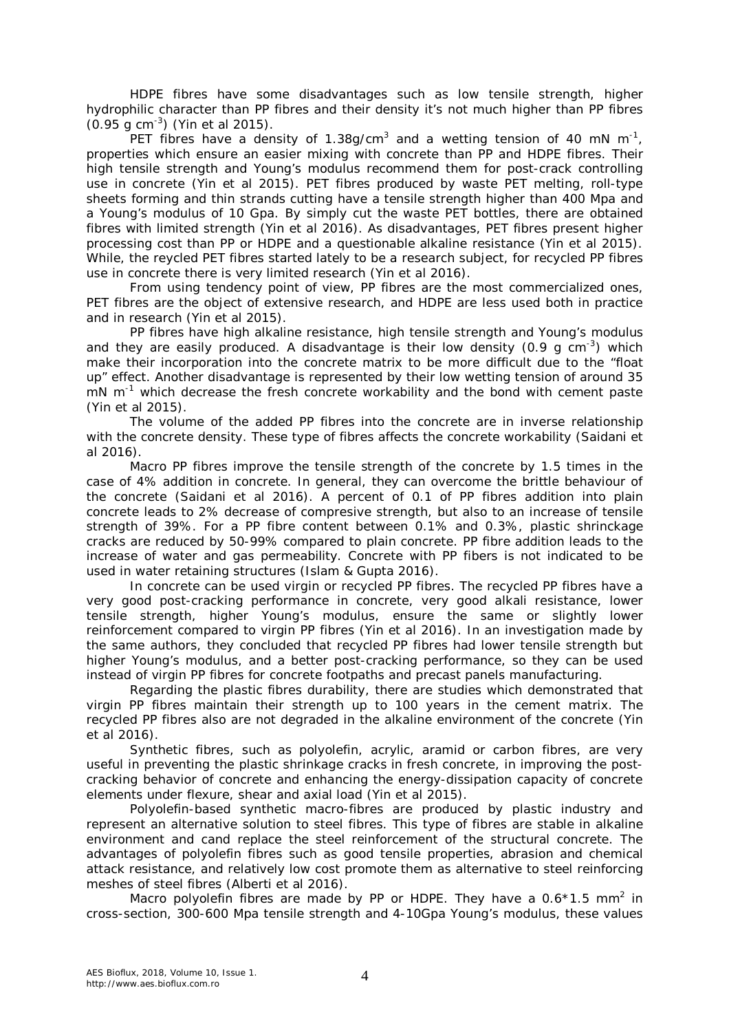HDPE fibres have some disadvantages such as low tensile strength, higher hydrophilic character than PP fibres and their density it's not much higher than PP fibres ($0.95$ g cm$^{-3}$) (Yin et al 2015).

PET fibres have a density of $1.38$g/cm$^3$ and a wetting tension of 40 mN m$^{-1}$, properties which ensure an easier mixing with concrete than PP and HDPE fibres. Their high tensile strength and Young's modulus recommend them for post-crack controlling use in concrete (Yin et al 2015). PET fibres produced by waste PET melting, roll-type sheets forming and thin strands cutting have a tensile strength higher than 400 Mpa and a Young's modulus of 10 Gpa. By simply cut the waste PET bottles, there are obtained fibres with limited strength (Yin et al 2016). As disadvantages, PET fibres present higher processing cost than PP or HDPE and a questionable alkaline resistance (Yin et al 2015). While, the reycled PET fibres started lately to be a research subject, for recycled PP fibres use in concrete there is very limited research (Yin et al 2016).

From using tendency point of view, PP fibres are the most commercialized ones, PET fibres are the object of extensive research, and HDPE are less used both in practice and in research (Yin et al 2015).

PP fibres have high alkaline resistance, high tensile strength and Young's modulus and they are easily produced. A disadvantage is their low density ($0.9$ g cm$^{-3}$) which make their incorporation into the concrete matrix to be more difficult due to the "float up" effect. Another disadvantage is represented by their low wetting tension of around 35 mN m$^{-1}$ which decrease the fresh concrete workability and the bond with cement paste (Yin et al 2015).

The volume of the added PP fibres into the concrete are in inverse relationship with the concrete density. These type of fibres affects the concrete workability (Saidani et al 2016).

Macro PP fibres improve the tensile strength of the concrete by 1.5 times in the case of 4% addition in concrete. In general, they can overcome the brittle behaviour of the concrete (Saidani et al 2016). A percent of 0.1 of PP fibres addition into plain concrete leads to 2% decrease of compresive strength, but also to an increase of tensile strength of 39%. For a PP fibre content between 0.1% and 0.3%, plastic shrinckage cracks are reduced by 50-99% compared to plain concrete. PP fibre addition leads to the increase of water and gas permeability. Concrete with PP fibers is not indicated to be used in water retaining structures (Islam & Gupta 2016).

In concrete can be used virgin or recycled PP fibres. The recycled PP fibres have a very good post-cracking performance in concrete, very good alkali resistance, lower tensile strength, higher Young's modulus, ensure the same or slightly lower reinforcement compared to virgin PP fibres (Yin et al 2016). In an investigation made by the same authors, they concluded that recycled PP fibres had lower tensile strength but higher Young's modulus, and a better post-cracking performance, so they can be used instead of virgin PP fibres for concrete footpaths and precast panels manufacturing.

Regarding the plastic fibres durability, there are studies which demonstrated that virgin PP fibres maintain their strength up to 100 years in the cement matrix. The recycled PP fibres also are not degraded in the alkaline environment of the concrete (Yin et al 2016).

Synthetic fibres, such as polyolefin, acrylic, aramid or carbon fibres, are very useful in preventing the plastic shrinkage cracks in fresh concrete, in improving the post-cracking behavior of concrete and enhancing the energy-dissipation capacity of concrete elements under flexure, shear and axial load (Yin et al 2015).

Polyolefin-based synthetic macro-fibres are produced by plastic industry and represent an alternative solution to steel fibres. This type of fibres are stable in alkaline environment and cand replace the steel reinforcement of the structural concrete. The advantages of polyolefin fibres such as good tensile properties, abrasion and chemical attack resistance, and relatively low cost promote them as alternative to steel reinforcing meshes of steel fibres (Alberti et al 2016).

Macro polyolefin fibres are made by PP or HDPE. They have a $0.6*1.5$ mm$^2$ in cross-section, 300-600 Mpa tensile strength and 4-10Gpa Young's modulus, these values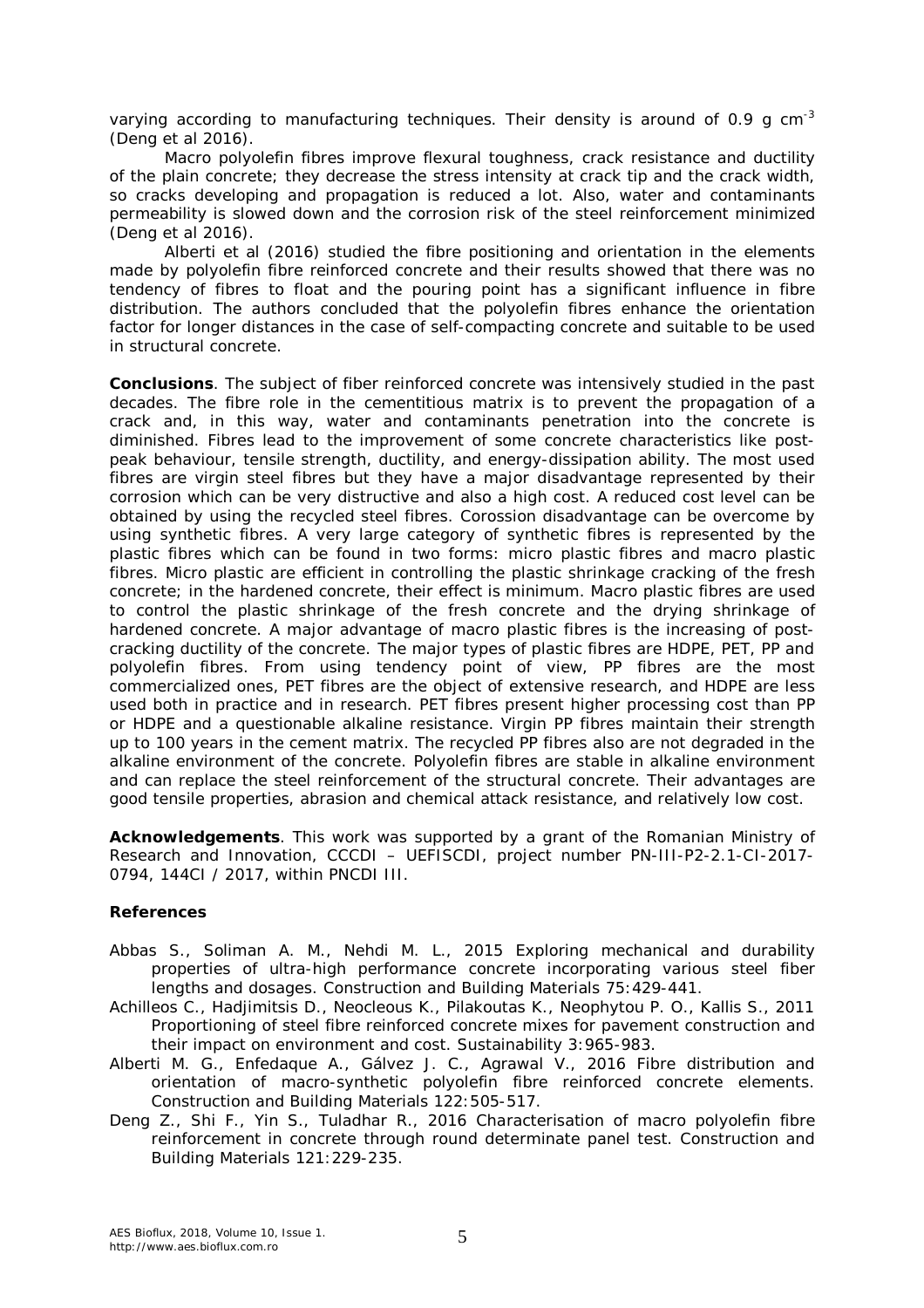varying according to manufacturing techniques. Their density is around of 0.9 g cm$^{-3}$ (Deng et al 2016).

Macro polyolefin fibres improve flexural toughness, crack resistance and ductility of the plain concrete; they decrease the stress intensity at crack tip and the crack width, so cracks developing and propagation is reduced a lot. Also, water and contaminants permeability is slowed down and the corrosion risk of the steel reinforcement minimized (Deng et al 2016).

Alberti et al (2016) studied the fibre positioning and orientation in the elements made by polyolefin fibre reinforced concrete and their results showed that there was no tendency of fibres to float and the pouring point has a significant influence in fibre distribution. The authors concluded that the polyolefin fibres enhance the orientation factor for longer distances in the case of self-compacting concrete and suitable to be used in structural concrete.

**Conclusions**. The subject of fiber reinforced concrete was intensively studied in the past decades. The fibre role in the cementitious matrix is to prevent the propagation of a crack and, in this way, water and contaminants penetration into the concrete is diminished. Fibres lead to the improvement of some concrete characteristics like post-peak behaviour, tensile strength, ductility, and energy-dissipation ability. The most used fibres are virgin steel fibres but they have a major disadvantage represented by their corrosion which can be very distructive and also a high cost. A reduced cost level can be obtained by using the recycled steel fibres. Corossion disadvantage can be overcome by using synthetic fibres. A very large category of synthetic fibres is represented by the plastic fibres which can be found in two forms: micro plastic fibres and macro plastic fibres. Micro plastic are efficient in controlling the plastic shrinkage cracking of the fresh concrete; in the hardened concrete, their effect is minimum. Macro plastic fibres are used to control the plastic shrinkage of the fresh concrete and the drying shrinkage of hardened concrete. A major advantage of macro plastic fibres is the increasing of post-cracking ductility of the concrete. The major types of plastic fibres are HDPE, PET, PP and polyolefin fibres. From using tendency point of view, PP fibres are the most commercialized ones, PET fibres are the object of extensive research, and HDPE are less used both in practice and in research. PET fibres present higher processing cost than PP or HDPE and a questionable alkaline resistance. Virgin PP fibres maintain their strength up to 100 years in the cement matrix. The recycled PP fibres also are not degraded in the alkaline environment of the concrete. Polyolefin fibres are stable in alkaline environment and can replace the steel reinforcement of the structural concrete. Their advantages are good tensile properties, abrasion and chemical attack resistance, and relatively low cost.

**Acknowledgements**. This work was supported by a grant of the Romanian Ministry of Research and Innovation, CCCDI – UEFISCDI, project number PN-III-P2-2.1-CI-2017-0794, 144CI / 2017, within PNCDI III.

**References**

Abbas S., Soliman A. M., Nehdi M. L., 2015 Exploring mechanical and durability properties of ultra-high performance concrete incorporating various steel fiber lengths and dosages. Construction and Building Materials 75:429-441.

Achilleos C., Hadjimitsis D., Neocleous K., Pilakoutas K., Neophytou P. O., Kallis S., 2011 Proportioning of steel fibre reinforced concrete mixes for pavement construction and their impact on environment and cost. Sustainability 3:965-983.

Alberti M. G., Enfedaque A., Gálvez J. C., Agrawal V., 2016 Fibre distribution and orientation of macro-synthetic polyolefin fibre reinforced concrete elements. Construction and Building Materials 122:505-517.

Deng Z., Shi F., Yin S., Tuladhar R., 2016 Characterisation of macro polyolefin fibre reinforcement in concrete through round determinate panel test. Construction and Building Materials 121:229-235.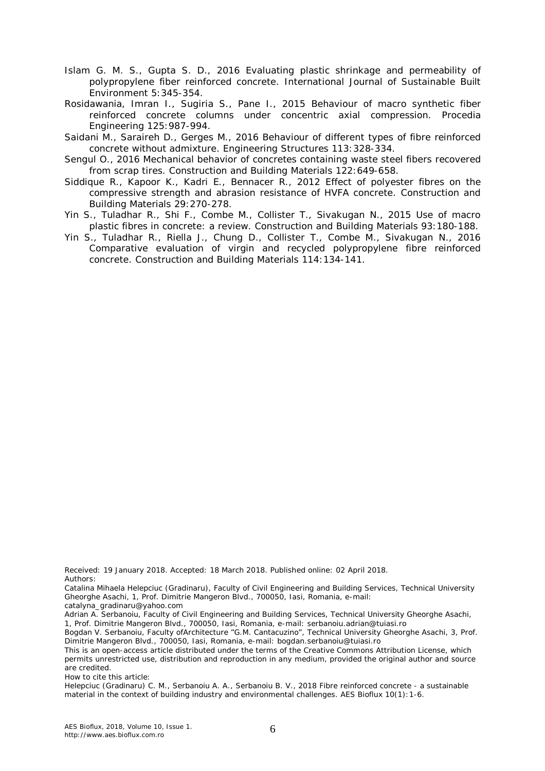Islam G. M. S., Gupta S. D., 2016 Evaluating plastic shrinkage and permeability of polypropylene fiber reinforced concrete. International Journal of Sustainable Built Environment 5:345-354.

Rosidawania, Imran I., Sugiria S., Pane I., 2015 Behaviour of macro synthetic fiber reinforced concrete columns under concentric axial compression. Procedia Engineering 125:987-994.

Saidani M., Saraireh D., Gerges M., 2016 Behaviour of different types of fibre reinforced concrete without admixture. Engineering Structures 113:328-334.

Sengul O., 2016 Mechanical behavior of concretes containing waste steel fibers recovered from scrap tires. Construction and Building Materials 122:649-658.

Siddique R., Kapoor K., Kadri E., Bennacer R., 2012 Effect of polyester fibres on the compressive strength and abrasion resistance of HVFA concrete. Construction and Building Materials 29:270-278.

Yin S., Tuladhar R., Shi F., Combe M., Collister T., Sivakugan N., 2015 Use of macro plastic fibres in concrete: a review. Construction and Building Materials 93:180-188.

Yin S., Tuladhar R., Riella J., Chung D., Collister T., Combe M., Sivakugan N., 2016 Comparative evaluation of virgin and recycled polypropylene fibre reinforced concrete. Construction and Building Materials 114:134-141.

Received: 19 January 2018. Accepted: 18 March 2018. Published online: 02 April 2018.
Authors:
Catalina Mihaela Helepciuc (Gradinaru), Faculty of Civil Engineering and Building Services, Technical University Gheorghe Asachi, 1, Prof. Dimitrie Mangeron Blvd., 700050, Iasi, Romania, e-mail: catalyna_gradinaru@yahoo.com
Adrian A. Serbanoiu, Faculty of Civil Engineering and Building Services, Technical University Gheorghe Asachi, 1, Prof. Dimitrie Mangeron Blvd., 700050, Iasi, Romania, e-mail: serbanoiu.adrian@tuiasi.ro
Bogdan V. Serbanoiu, Faculty ofArchitecture "G.M. Cantacuzino", Technical University Gheorghe Asachi, 3, Prof. Dimitrie Mangeron Blvd., 700050, Iasi, Romania, e-mail: bogdan.serbanoiu@tuiasi.ro
This is an open-access article distributed under the terms of the Creative Commons Attribution License, which permits unrestricted use, distribution and reproduction in any medium, provided the original author and source are credited.
How to cite this article:
Helepciuc (Gradinaru) C. M., Serbanoiu A. A., Serbanoiu B. V., 2018 Fibre reinforced concrete - a sustainable material in the context of building industry and environmental challenges. AES Bioflux 10(1):1-6.